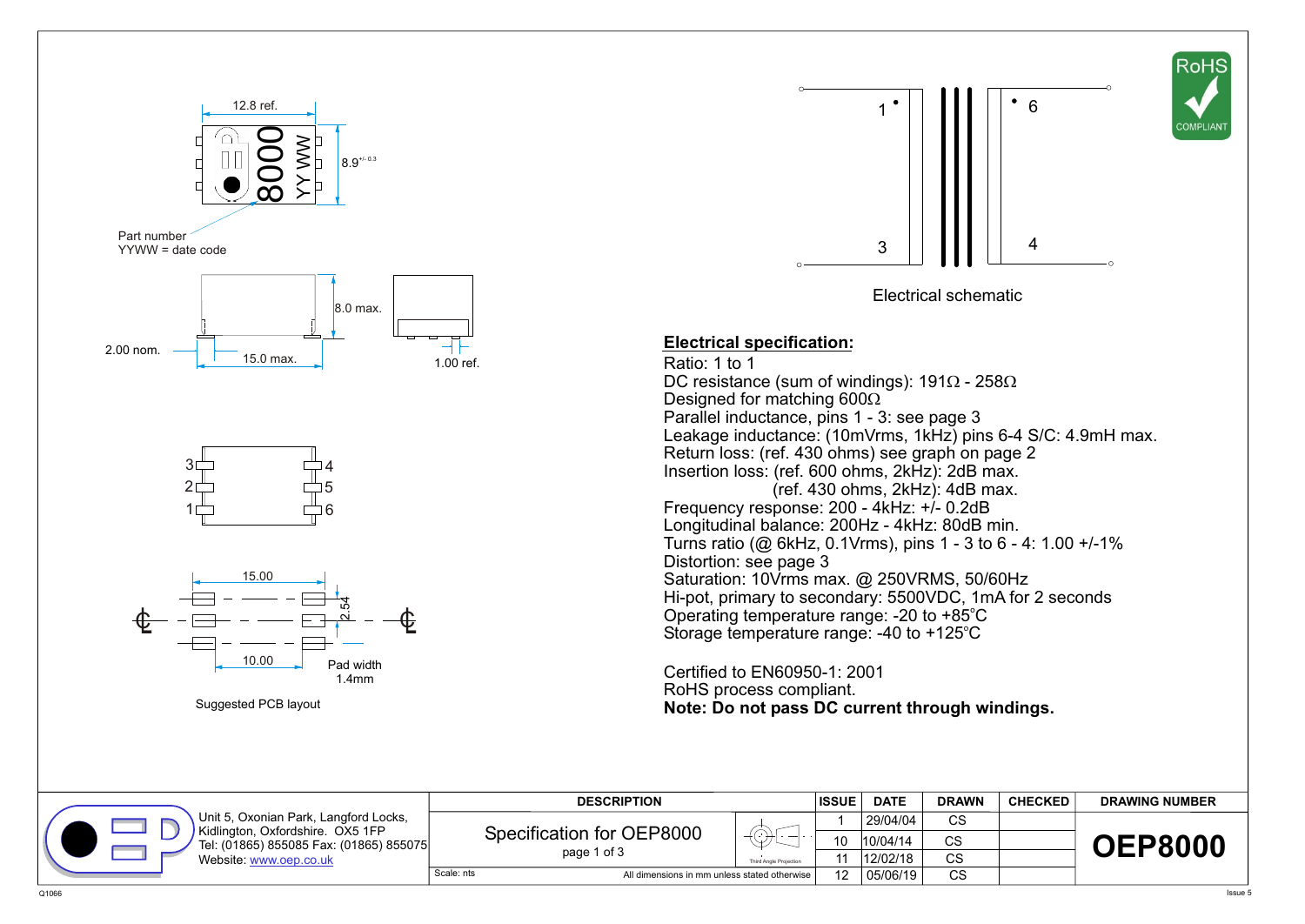12.8 ref.

8.9 +/- 0.3

Part number
YYWW = date code

8.0 max.

2.00 nom.

15.0 max.

1.00 ref.

15.00

2.54

10.00

Pad width
1.4mm

Suggested PCB layout

Electrical schematic

RoHS COMPLIANT

## Electrical specification:

Ratio: 1 to 1
DC resistance (sum of windings): 191Ω - 258Ω
Designed for matching 600Ω
Parallel inductance, pins 1 - 3: see page 3
Leakage inductance: (10mVrms, 1kHz) pins 6-4 S/C: 4.9mH max.
Return loss: (ref. 430 ohms) see graph on page 2
Insertion loss: (ref. 600 ohms, 2kHz): 2dB max.
(ref. 430 ohms, 2kHz): 4dB max.
Frequency response: 200 - 4kHz: +/- 0.2dB
Longitudinal balance: 200Hz - 4kHz: 80dB min.
Turns ratio (@ 6kHz, 0.1Vrms), pins 1 - 3 to 6 - 4: 1.00 +/-1%
Distortion: see page 3
Saturation: 10Vrms max. @ 250VRMS, 50/60Hz
Hi-pot, primary to secondary: 5500VDC, 1mA for 2 seconds
Operating temperature range: -20 to +85°C
Storage temperature range: -40 to +125°C

Certified to EN60950-1: 2001
RoHS process compliant.
**Note: Do not pass DC current through windings.**

Unit 5, Oxonian Park, Langford Locks,
Kidlington, Oxfordshire. OX5 1FP
Tel: (01865) 855085 Fax: (01865) 855075
Website: www.oep.co.uk

| DESCRIPTION | ISSUE | DATE | DRAWN | CHECKED | DRAWING NUMBER |
|---|---|---|---|---|---|
| Specification for OEP8000, page 1 of 3 | 1 | 29/04/04 | CS | | OEP8000 |
| | 10 | 10/04/14 | CS | | |
| | 11 | 12/02/18 | CS | | |
| Scale: nts — All dimensions in mm unless stated otherwise | 12 | 05/06/19 | CS | | |

Q1066 Issue 5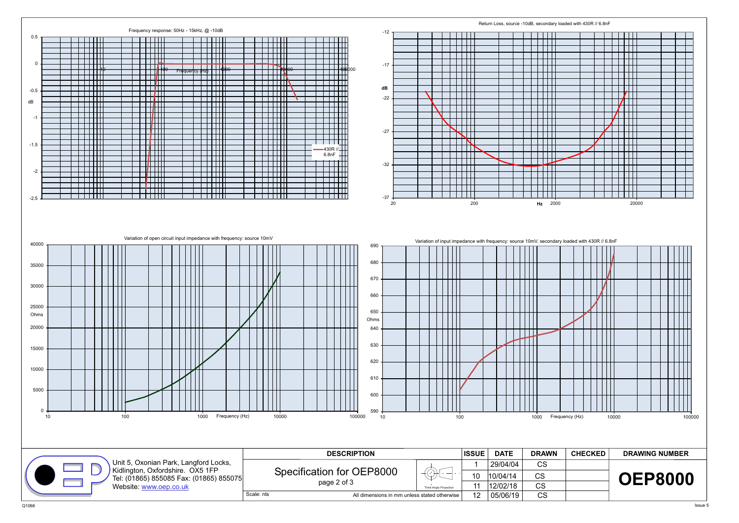Frequency response: 50Hz - 15kHz, @ -10dB

dB

0.5 | 0 | -0.5 | -1 | -1.5 | -2 | -2.5

10 | 100 | 1000 | 10000 | 100000

Frequency (Hz)

430R // 6.8nF

Return Loss, source -10dB, secondary loaded with 430R // 6.8nF

dB

-12 | -17 | -22 | -27 | -32 | -37

20 | 200 | 2000 | 20000

Hz

Variation of open circuit input impedance with frequency: source 10mV

Ohms

40000 | 35000 | 30000 | 25000 | 20000 | 15000 | 10000 | 5000 | 0

10 | 100 | 1000 | 10000 | 100000

Frequency (Hz)

Variation of input impedance with frequency: source 10mV, secondary loaded with 430R // 6.8nF

Ohms

690 | 680 | 670 | 660 | 650 | 640 | 630 | 620 | 610 | 600 | 590

10 | 100 | 1000 | 10000 | 100000

Frequency (Hz)

Unit 5, Oxonian Park, Langford Locks,
Kidlington, Oxfordshire. OX5 1FP
Tel: (01865) 855085 Fax: (01865) 855075
Website: www.oep.co.uk

| DESCRIPTION | ISSUE | DATE | DRAWN | CHECKED | DRAWING NUMBER |
|---|---|---|---|---|---|
| Specification for OEP8000, page 2 of 3 (Third Angle Projection) | 1 | 29/04/04 | CS | | OEP8000 |
| | 10 | 10/04/14 | CS | | |
| | 11 | 12/02/18 | CS | | |
| Scale: nts — All dimensions in mm unless stated otherwise | 12 | 05/06/19 | CS | | |

Q1066

Issue 5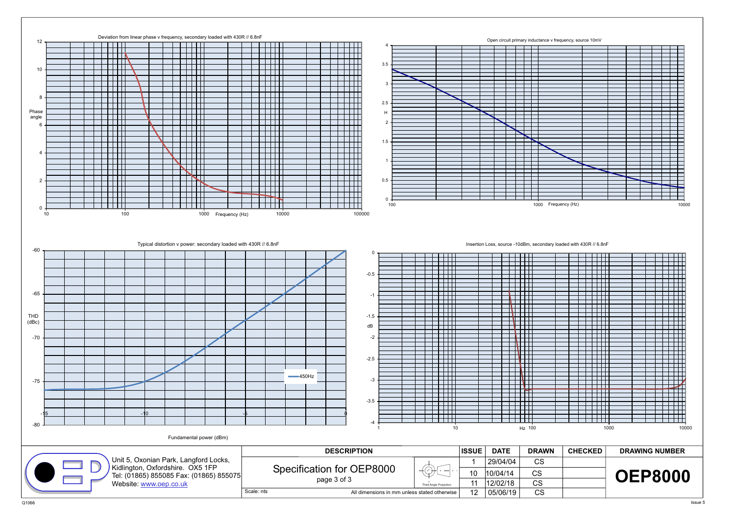Deviation from linear phase v frequency, secondary loaded with 430R // 6.8nF

12
10
8
Phase angle
6
4
2
0
10
100
1000
Frequency (Hz)
10000
100000

Open circuit primary inductance v frequency, source 10mV

4
3.5
3
2.5
H
2
1.5
1
0.5
0
100
1000
Frequency (Hz)
10000

Typical distortion v power: secondary loaded with 430R // 6.8nF

-60
-65
THD (dBc)
-70
-75
-80
-15
-10
-5
0
450Hz

Fundamental power (dBm)

Insertion Loss, source -10dBm, secondary loaded with 430R // 6.8nF

0
-0.5
-1
-1.5
dB
-2
-2.5
-3
-3.5
-4
1
10
Hz 100
1000
10000

Unit 5, Oxonian Park, Langford Locks,
Kidlington, Oxfordshire. OX5 1FP
Tel: (01865) 855085 Fax: (01865) 855075
Website: www.oep.co.uk

| DESCRIPTION | ISSUE | DATE | DRAWN | CHECKED | DRAWING NUMBER |
|---|---|---|---|---|---|
| Specification for OEP8000 page 3 of 3 | 1 | 29/04/04 | CS | | OEP8000 |
| | 10 | 10/04/14 | CS | | |
| | 11 | 12/02/18 | CS | | |
| Scale: nts All dimensions in mm unless stated otherwise | 12 | 05/06/19 | CS | | |

Third Angle Projection

Q1066

Issue 5